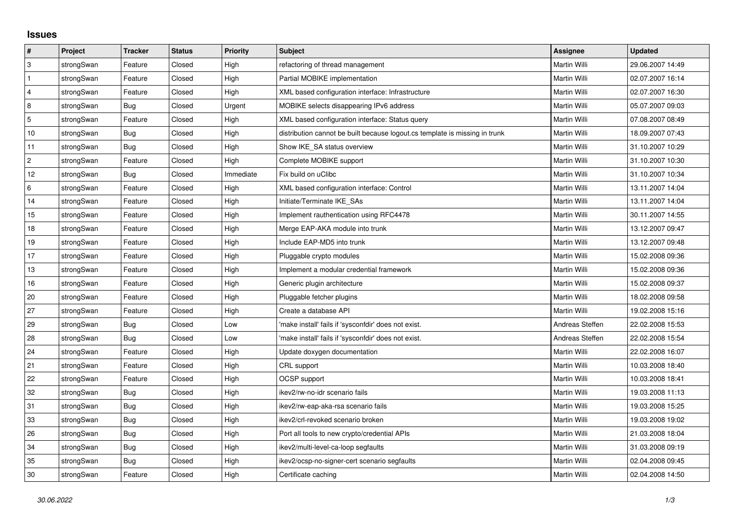# Issues

| # | Project | Tracker | Status | Priority | Subject | Assignee | Updated |
|---|---|---|---|---|---|---|---|
| 3 | strongSwan | Feature | Closed | High | refactoring of thread management | Martin Willi | 29.06.2007 14:49 |
| 1 | strongSwan | Feature | Closed | High | Partial MOBIKE implementation | Martin Willi | 02.07.2007 16:14 |
| 4 | strongSwan | Feature | Closed | High | XML based configuration interface: Infrastructure | Martin Willi | 02.07.2007 16:30 |
| 8 | strongSwan | Bug | Closed | Urgent | MOBIKE selects disappearing IPv6 address | Martin Willi | 05.07.2007 09:03 |
| 5 | strongSwan | Feature | Closed | High | XML based configuration interface: Status query | Martin Willi | 07.08.2007 08:49 |
| 10 | strongSwan | Bug | Closed | High | distribution cannot be built because logout.cs template is missing in trunk | Martin Willi | 18.09.2007 07:43 |
| 11 | strongSwan | Bug | Closed | High | Show IKE_SA status overview | Martin Willi | 31.10.2007 10:29 |
| 2 | strongSwan | Feature | Closed | High | Complete MOBIKE support | Martin Willi | 31.10.2007 10:30 |
| 12 | strongSwan | Bug | Closed | Immediate | Fix build on uClibc | Martin Willi | 31.10.2007 10:34 |
| 6 | strongSwan | Feature | Closed | High | XML based configuration interface: Control | Martin Willi | 13.11.2007 14:04 |
| 14 | strongSwan | Feature | Closed | High | Initiate/Terminate IKE_SAs | Martin Willi | 13.11.2007 14:04 |
| 15 | strongSwan | Feature | Closed | High | Implement rauthentication using RFC4478 | Martin Willi | 30.11.2007 14:55 |
| 18 | strongSwan | Feature | Closed | High | Merge EAP-AKA module into trunk | Martin Willi | 13.12.2007 09:47 |
| 19 | strongSwan | Feature | Closed | High | Include EAP-MD5 into trunk | Martin Willi | 13.12.2007 09:48 |
| 17 | strongSwan | Feature | Closed | High | Pluggable crypto modules | Martin Willi | 15.02.2008 09:36 |
| 13 | strongSwan | Feature | Closed | High | Implement a modular credential framework | Martin Willi | 15.02.2008 09:36 |
| 16 | strongSwan | Feature | Closed | High | Generic plugin architecture | Martin Willi | 15.02.2008 09:37 |
| 20 | strongSwan | Feature | Closed | High | Pluggable fetcher plugins | Martin Willi | 18.02.2008 09:58 |
| 27 | strongSwan | Feature | Closed | High | Create a database API | Martin Willi | 19.02.2008 15:16 |
| 29 | strongSwan | Bug | Closed | Low | 'make install' fails if 'sysconfdir' does not exist. | Andreas Steffen | 22.02.2008 15:53 |
| 28 | strongSwan | Bug | Closed | Low | 'make install' fails if 'sysconfdir' does not exist. | Andreas Steffen | 22.02.2008 15:54 |
| 24 | strongSwan | Feature | Closed | High | Update doxygen documentation | Martin Willi | 22.02.2008 16:07 |
| 21 | strongSwan | Feature | Closed | High | CRL support | Martin Willi | 10.03.2008 18:40 |
| 22 | strongSwan | Feature | Closed | High | OCSP support | Martin Willi | 10.03.2008 18:41 |
| 32 | strongSwan | Bug | Closed | High | ikev2/rw-no-idr scenario fails | Martin Willi | 19.03.2008 11:13 |
| 31 | strongSwan | Bug | Closed | High | ikev2/rw-eap-aka-rsa scenario fails | Martin Willi | 19.03.2008 15:25 |
| 33 | strongSwan | Bug | Closed | High | ikev2/crl-revoked scenario broken | Martin Willi | 19.03.2008 19:02 |
| 26 | strongSwan | Bug | Closed | High | Port all tools to new crypto/credential APIs | Martin Willi | 21.03.2008 18:04 |
| 34 | strongSwan | Bug | Closed | High | ikev2/multi-level-ca-loop segfaults | Martin Willi | 31.03.2008 09:19 |
| 35 | strongSwan | Bug | Closed | High | ikev2/ocsp-no-signer-cert scenario segfaults | Martin Willi | 02.04.2008 09:45 |
| 30 | strongSwan | Feature | Closed | High | Certificate caching | Martin Willi | 02.04.2008 14:50 |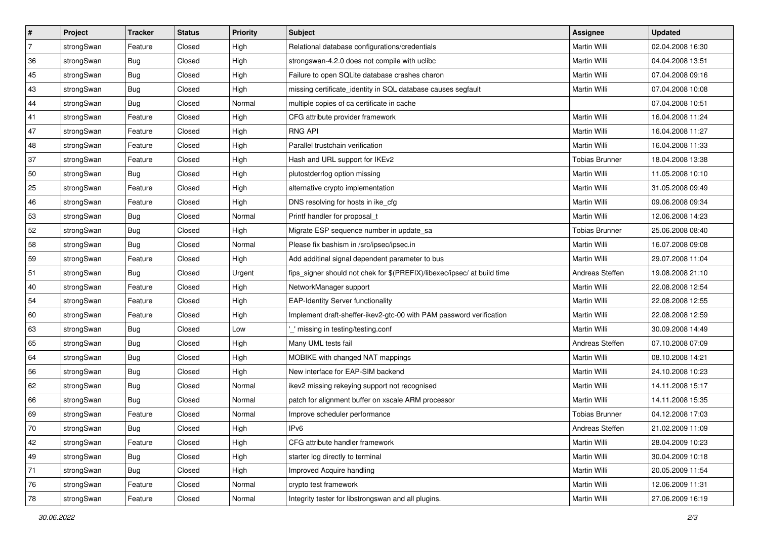| # | Project | Tracker | Status | Priority | Subject | Assignee | Updated |
|---|---|---|---|---|---|---|---|
| 7 | strongSwan | Feature | Closed | High | Relational database configurations/credentials | Martin Willi | 02.04.2008 16:30 |
| 36 | strongSwan | Bug | Closed | High | strongswan-4.2.0 does not compile with uclibc | Martin Willi | 04.04.2008 13:51 |
| 45 | strongSwan | Bug | Closed | High | Failure to open SQLite database crashes charon | Martin Willi | 07.04.2008 09:16 |
| 43 | strongSwan | Bug | Closed | High | missing certificate_identity in SQL database causes segfault | Martin Willi | 07.04.2008 10:08 |
| 44 | strongSwan | Bug | Closed | Normal | multiple copies of ca certificate in cache | | 07.04.2008 10:51 |
| 41 | strongSwan | Feature | Closed | High | CFG attribute provider framework | Martin Willi | 16.04.2008 11:24 |
| 47 | strongSwan | Feature | Closed | High | RNG API | Martin Willi | 16.04.2008 11:27 |
| 48 | strongSwan | Feature | Closed | High | Parallel trustchain verification | Martin Willi | 16.04.2008 11:33 |
| 37 | strongSwan | Feature | Closed | High | Hash and URL support for IKEv2 | Tobias Brunner | 18.04.2008 13:38 |
| 50 | strongSwan | Bug | Closed | High | plutostderrlog option missing | Martin Willi | 11.05.2008 10:10 |
| 25 | strongSwan | Feature | Closed | High | alternative crypto implementation | Martin Willi | 31.05.2008 09:49 |
| 46 | strongSwan | Feature | Closed | High | DNS resolving for hosts in ike_cfg | Martin Willi | 09.06.2008 09:34 |
| 53 | strongSwan | Bug | Closed | Normal | Printf handler for proposal_t | Martin Willi | 12.06.2008 14:23 |
| 52 | strongSwan | Bug | Closed | High | Migrate ESP sequence number in update_sa | Tobias Brunner | 25.06.2008 08:40 |
| 58 | strongSwan | Bug | Closed | Normal | Please fix bashism in /src/ipsec/ipsec.in | Martin Willi | 16.07.2008 09:08 |
| 59 | strongSwan | Feature | Closed | High | Add additinal signal dependent parameter to bus | Martin Willi | 29.07.2008 11:04 |
| 51 | strongSwan | Bug | Closed | Urgent | fips_signer should not chek for $(PREFIX)/libexec/ipsec/ at build time | Andreas Steffen | 19.08.2008 21:10 |
| 40 | strongSwan | Feature | Closed | High | NetworkManager support | Martin Willi | 22.08.2008 12:54 |
| 54 | strongSwan | Feature | Closed | High | EAP-Identity Server functionality | Martin Willi | 22.08.2008 12:55 |
| 60 | strongSwan | Feature | Closed | High | Implement draft-sheffer-ikev2-gtc-00 with PAM password verification | Martin Willi | 22.08.2008 12:59 |
| 63 | strongSwan | Bug | Closed | Low | '_' missing in testing/testing.conf | Martin Willi | 30.09.2008 14:49 |
| 65 | strongSwan | Bug | Closed | High | Many UML tests fail | Andreas Steffen | 07.10.2008 07:09 |
| 64 | strongSwan | Bug | Closed | High | MOBIKE with changed NAT mappings | Martin Willi | 08.10.2008 14:21 |
| 56 | strongSwan | Bug | Closed | High | New interface for EAP-SIM backend | Martin Willi | 24.10.2008 10:23 |
| 62 | strongSwan | Bug | Closed | Normal | ikev2 missing rekeying support not recognised | Martin Willi | 14.11.2008 15:17 |
| 66 | strongSwan | Bug | Closed | Normal | patch for alignment buffer on xscale ARM processor | Martin Willi | 14.11.2008 15:35 |
| 69 | strongSwan | Feature | Closed | Normal | Improve scheduler performance | Tobias Brunner | 04.12.2008 17:03 |
| 70 | strongSwan | Bug | Closed | High | IPv6 | Andreas Steffen | 21.02.2009 11:09 |
| 42 | strongSwan | Feature | Closed | High | CFG attribute handler framework | Martin Willi | 28.04.2009 10:23 |
| 49 | strongSwan | Bug | Closed | High | starter log directly to terminal | Martin Willi | 30.04.2009 10:18 |
| 71 | strongSwan | Bug | Closed | High | Improved Acquire handling | Martin Willi | 20.05.2009 11:54 |
| 76 | strongSwan | Feature | Closed | Normal | crypto test framework | Martin Willi | 12.06.2009 11:31 |
| 78 | strongSwan | Feature | Closed | Normal | Integrity tester for libstrongswan and all plugins. | Martin Willi | 27.06.2009 16:19 |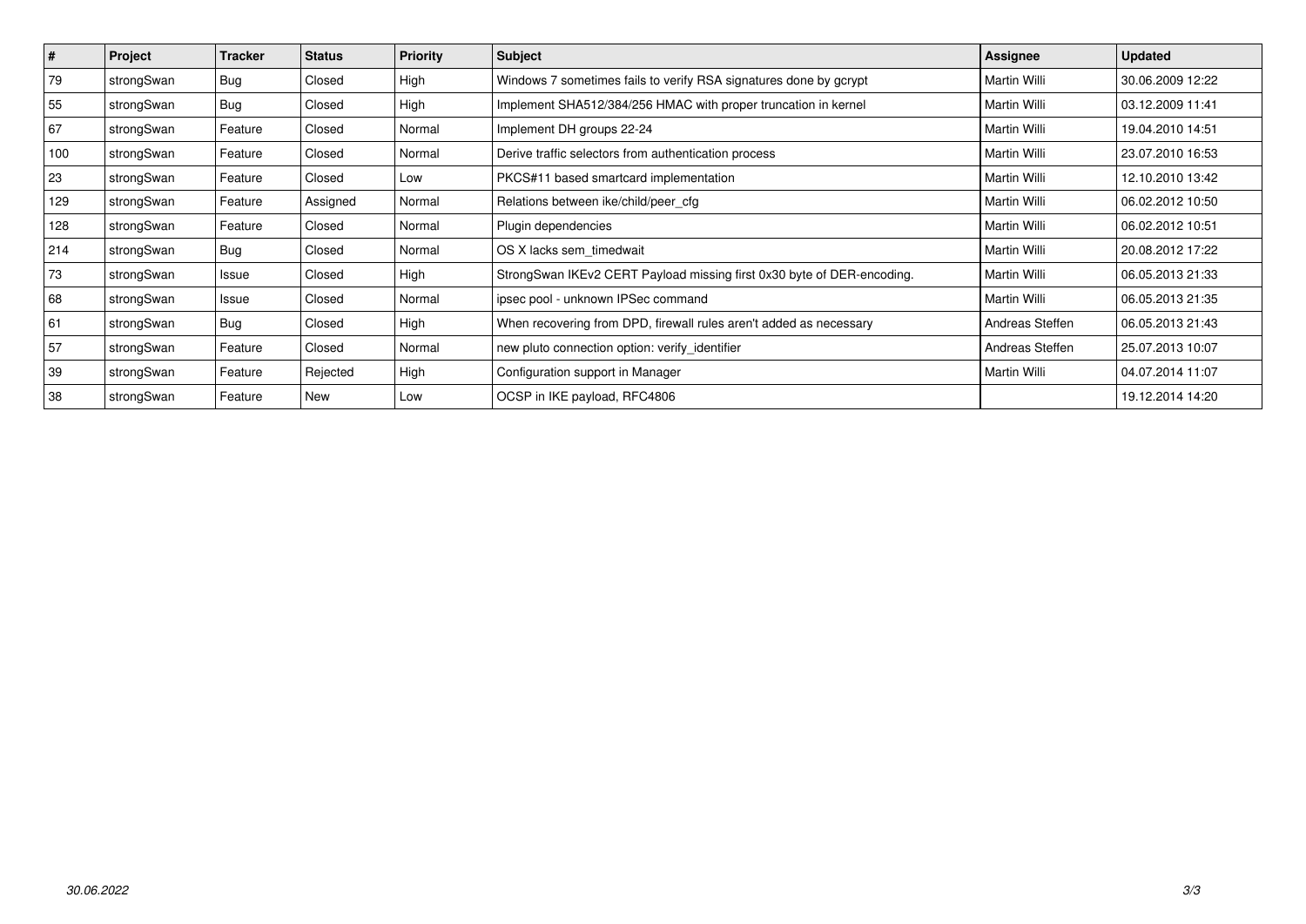| # | Project | Tracker | Status | Priority | Subject | Assignee | Updated |
|---|---|---|---|---|---|---|---|
| 79 | strongSwan | Bug | Closed | High | Windows 7 sometimes fails to verify RSA signatures done by gcrypt | Martin Willi | 30.06.2009 12:22 |
| 55 | strongSwan | Bug | Closed | High | Implement SHA512/384/256 HMAC with proper truncation in kernel | Martin Willi | 03.12.2009 11:41 |
| 67 | strongSwan | Feature | Closed | Normal | Implement DH groups 22-24 | Martin Willi | 19.04.2010 14:51 |
| 100 | strongSwan | Feature | Closed | Normal | Derive traffic selectors from authentication process | Martin Willi | 23.07.2010 16:53 |
| 23 | strongSwan | Feature | Closed | Low | PKCS#11 based smartcard implementation | Martin Willi | 12.10.2010 13:42 |
| 129 | strongSwan | Feature | Assigned | Normal | Relations between ike/child/peer_cfg | Martin Willi | 06.02.2012 10:50 |
| 128 | strongSwan | Feature | Closed | Normal | Plugin dependencies | Martin Willi | 06.02.2012 10:51 |
| 214 | strongSwan | Bug | Closed | Normal | OS X lacks sem_timedwait | Martin Willi | 20.08.2012 17:22 |
| 73 | strongSwan | Issue | Closed | High | StrongSwan IKEv2 CERT Payload missing first 0x30 byte of DER-encoding. | Martin Willi | 06.05.2013 21:33 |
| 68 | strongSwan | Issue | Closed | Normal | ipsec pool - unknown IPSec command | Martin Willi | 06.05.2013 21:35 |
| 61 | strongSwan | Bug | Closed | High | When recovering from DPD, firewall rules aren't added as necessary | Andreas Steffen | 06.05.2013 21:43 |
| 57 | strongSwan | Feature | Closed | Normal | new pluto connection option: verify_identifier | Andreas Steffen | 25.07.2013 10:07 |
| 39 | strongSwan | Feature | Rejected | High | Configuration support in Manager | Martin Willi | 04.07.2014 11:07 |
| 38 | strongSwan | Feature | New | Low | OCSP in IKE payload, RFC4806 | | 19.12.2014 14:20 |